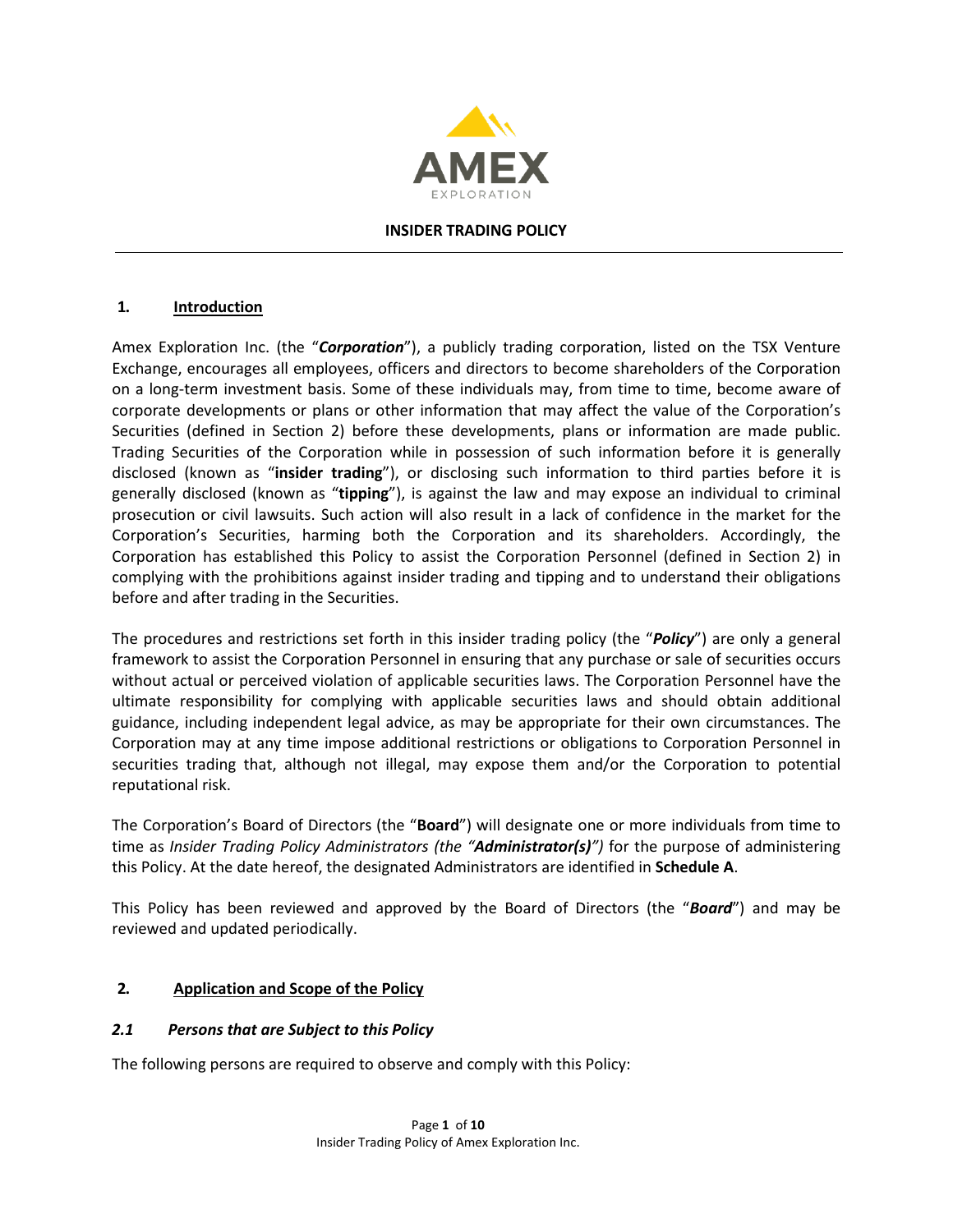AMEX

EXPLORATION

# INSIDER TRADING POLICY

## 1. Introduction

Amex Exploration Inc. (the "***Corporation***"), a publicly trading corporation, listed on the TSX Venture Exchange, encourages all employees, officers and directors to become shareholders of the Corporation on a long-term investment basis. Some of these individuals may, from time to time, become aware of corporate developments or plans or other information that may affect the value of the Corporation's Securities (defined in Section 2) before these developments, plans or information are made public. Trading Securities of the Corporation while in possession of such information before it is generally disclosed (known as "**insider trading**"), or disclosing such information to third parties before it is generally disclosed (known as "**tipping**"), is against the law and may expose an individual to criminal prosecution or civil lawsuits. Such action will also result in a lack of confidence in the market for the Corporation's Securities, harming both the Corporation and its shareholders. Accordingly, the Corporation has established this Policy to assist the Corporation Personnel (defined in Section 2) in complying with the prohibitions against insider trading and tipping and to understand their obligations before and after trading in the Securities.

The procedures and restrictions set forth in this insider trading policy (the "***Policy***") are only a general framework to assist the Corporation Personnel in ensuring that any purchase or sale of securities occurs without actual or perceived violation of applicable securities laws. The Corporation Personnel have the ultimate responsibility for complying with applicable securities laws and should obtain additional guidance, including independent legal advice, as may be appropriate for their own circumstances. The Corporation may at any time impose additional restrictions or obligations to Corporation Personnel in securities trading that, although not illegal, may expose them and/or the Corporation to potential reputational risk.

The Corporation's Board of Directors (the "**Board**") will designate one or more individuals from time to time as *Insider Trading Policy Administrators (the "**Administrator(s)**")* for the purpose of administering this Policy. At the date hereof, the designated Administrators are identified in **Schedule A**.

This Policy has been reviewed and approved by the Board of Directors (the "***Board***") and may be reviewed and updated periodically.

## 2. Application and Scope of the Policy

### *2.1 Persons that are Subject to this Policy*

The following persons are required to observe and comply with this Policy: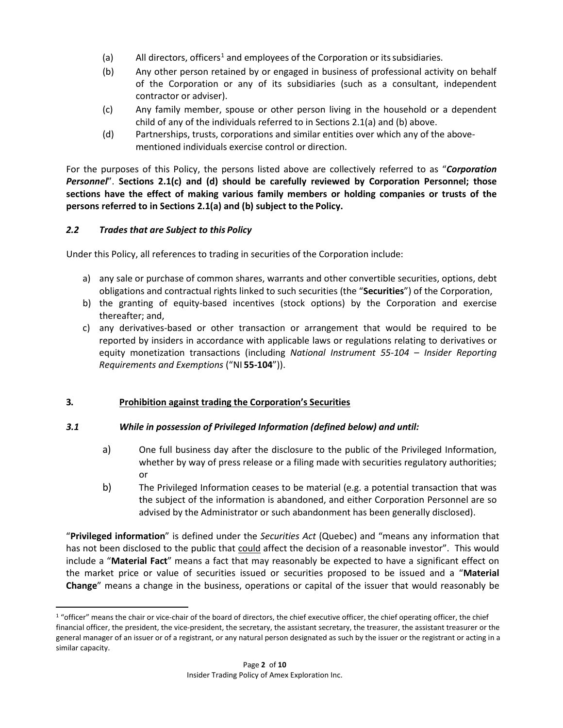(a) All directors, officers[1] and employees of the Corporation or its subsidiaries.

(b) Any other person retained by or engaged in business of professional activity on behalf of the Corporation or any of its subsidiaries (such as a consultant, independent contractor or adviser).

(c) Any family member, spouse or other person living in the household or a dependent child of any of the individuals referred to in Sections 2.1(a) and (b) above.

(d) Partnerships, trusts, corporations and similar entities over which any of the above-mentioned individuals exercise control or direction.

For the purposes of this Policy, the persons listed above are collectively referred to as "***Corporation Personnel***". **Sections 2.1(c) and (d) should be carefully reviewed by Corporation Personnel; those sections have the effect of making various family members or holding companies or trusts of the persons referred to in Sections 2.1(a) and (b) subject to the Policy.**

### *2.2 Trades that are Subject to this Policy*

Under this Policy, all references to trading in securities of the Corporation include:

a) any sale or purchase of common shares, warrants and other convertible securities, options, debt obligations and contractual rights linked to such securities (the "**Securities**") of the Corporation,

b) the granting of equity-based incentives (stock options) by the Corporation and exercise thereafter; and,

c) any derivatives-based or other transaction or arrangement that would be required to be reported by insiders in accordance with applicable laws or regulations relating to derivatives or equity monetization transactions (including *National Instrument 55-104 – Insider Reporting Requirements and Exemptions* ("NI **55-104**")).

## 3. Prohibition against trading the Corporation's Securities

### *3.1 While in possession of Privileged Information (defined below) and until:*

a) One full business day after the disclosure to the public of the Privileged Information, whether by way of press release or a filing made with securities regulatory authorities; or

b) The Privileged Information ceases to be material (e.g. a potential transaction that was the subject of the information is abandoned, and either Corporation Personnel are so advised by the Administrator or such abandonment has been generally disclosed).

"**Privileged information**" is defined under the *Securities Act* (Quebec) and "means any information that has not been disclosed to the public that could affect the decision of a reasonable investor". This would include a "**Material Fact**" means a fact that may reasonably be expected to have a significant effect on the market price or value of securities issued or securities proposed to be issued and a "**Material Change**" means a change in the business, operations or capital of the issuer that would reasonably be

[1] "officer" means the chair or vice-chair of the board of directors, the chief executive officer, the chief operating officer, the chief financial officer, the president, the vice-president, the secretary, the assistant secretary, the treasurer, the assistant treasurer or the general manager of an issuer or of a registrant, or any natural person designated as such by the issuer or the registrant or acting in a similar capacity.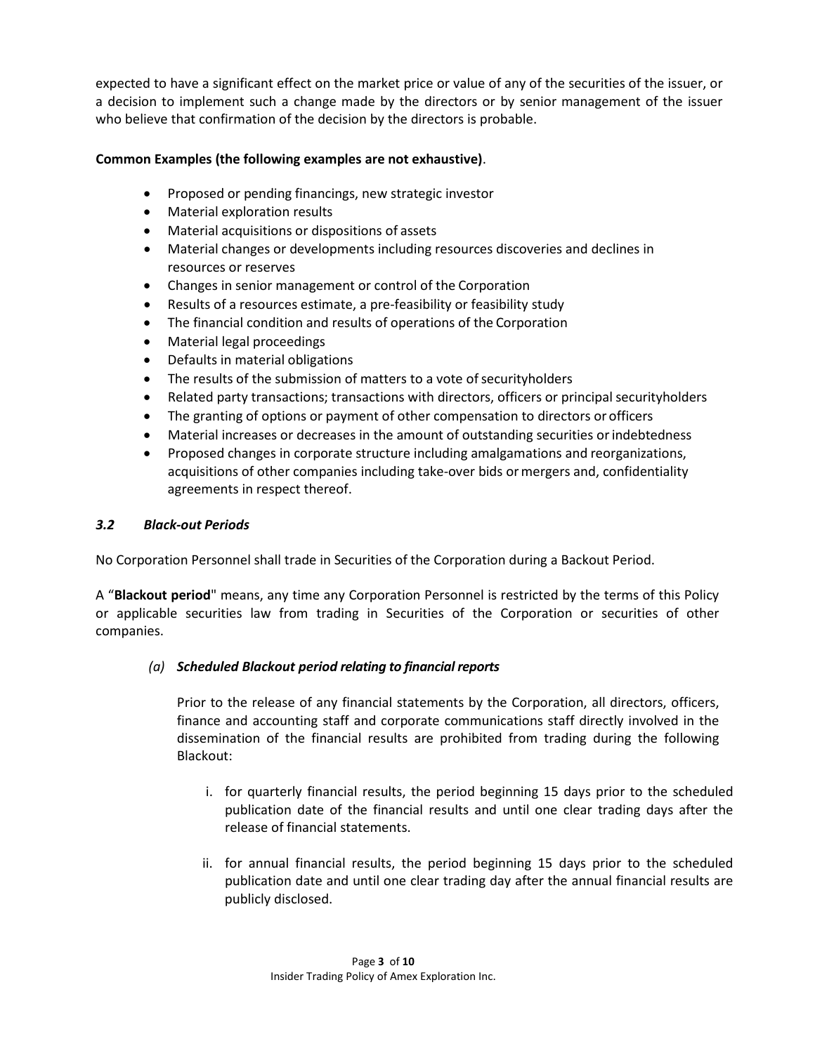expected to have a significant effect on the market price or value of any of the securities of the issuer, or a decision to implement such a change made by the directors or by senior management of the issuer who believe that confirmation of the decision by the directors is probable.

**Common Examples (the following examples are not exhaustive)**.

- Proposed or pending financings, new strategic investor
- Material exploration results
- Material acquisitions or dispositions of assets
- Material changes or developments including resources discoveries and declines in resources or reserves
- Changes in senior management or control of the Corporation
- Results of a resources estimate, a pre-feasibility or feasibility study
- The financial condition and results of operations of the Corporation
- Material legal proceedings
- Defaults in material obligations
- The results of the submission of matters to a vote of securityholders
- Related party transactions; transactions with directors, officers or principal securityholders
- The granting of options or payment of other compensation to directors or officers
- Material increases or decreases in the amount of outstanding securities or indebtedness
- Proposed changes in corporate structure including amalgamations and reorganizations, acquisitions of other companies including take-over bids or mergers and, confidentiality agreements in respect thereof.

### *3.2 Black-out Periods*

No Corporation Personnel shall trade in Securities of the Corporation during a Backout Period.

A "**Blackout period**" means, any time any Corporation Personnel is restricted by the terms of this Policy or applicable securities law from trading in Securities of the Corporation or securities of other companies.

*(a)* ***Scheduled Blackout period relating to financial reports***

Prior to the release of any financial statements by the Corporation, all directors, officers, finance and accounting staff and corporate communications staff directly involved in the dissemination of the financial results are prohibited from trading during the following Blackout:

i. for quarterly financial results, the period beginning 15 days prior to the scheduled publication date of the financial results and until one clear trading days after the release of financial statements.

ii. for annual financial results, the period beginning 15 days prior to the scheduled publication date and until one clear trading day after the annual financial results are publicly disclosed.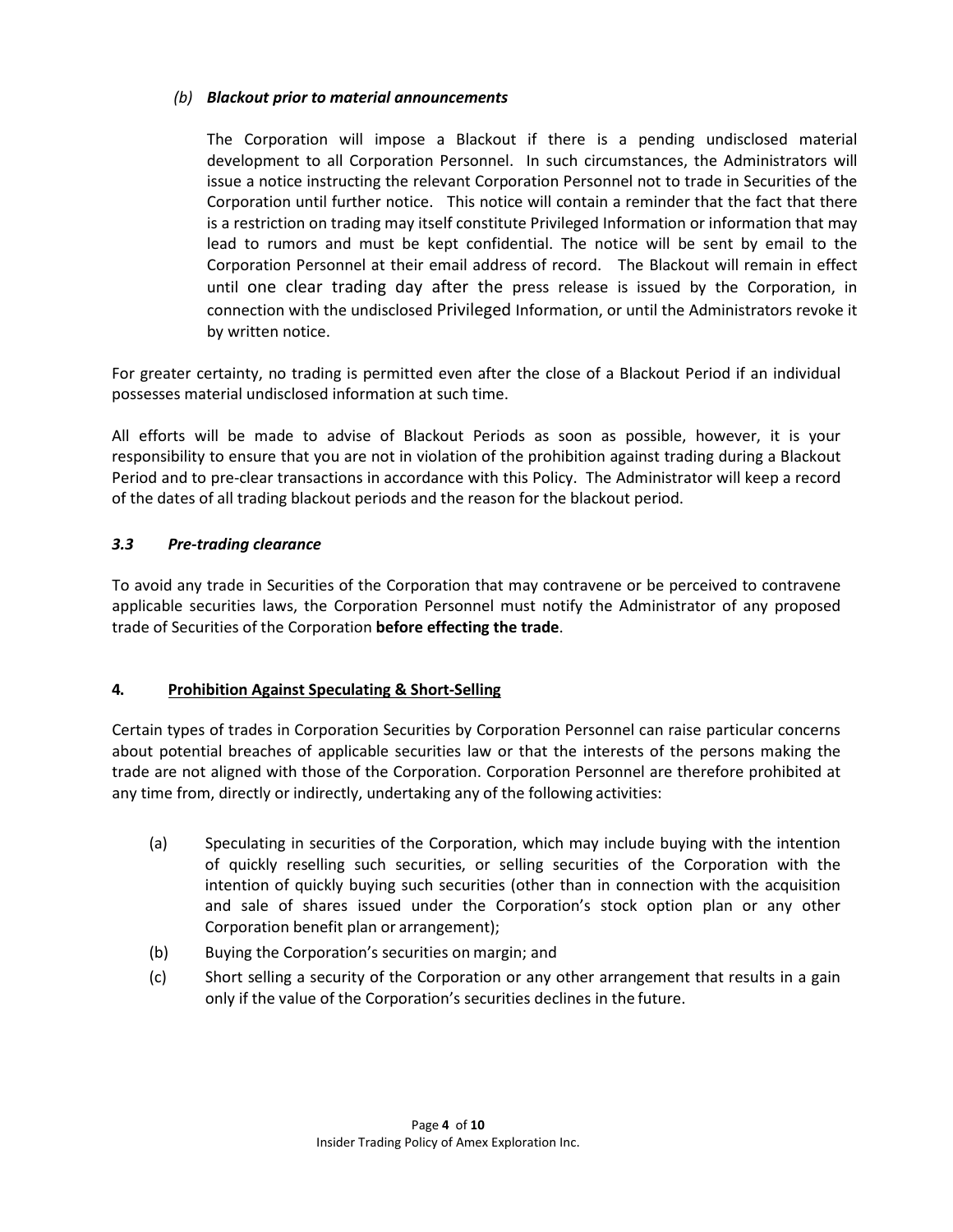*(b)* ***Blackout prior to material announcements***

The Corporation will impose a Blackout if there is a pending undisclosed material development to all Corporation Personnel. In such circumstances, the Administrators will issue a notice instructing the relevant Corporation Personnel not to trade in Securities of the Corporation until further notice. This notice will contain a reminder that the fact that there is a restriction on trading may itself constitute Privileged Information or information that may lead to rumors and must be kept confidential. The notice will be sent by email to the Corporation Personnel at their email address of record. The Blackout will remain in effect until one clear trading day after the press release is issued by the Corporation, in connection with the undisclosed Privileged Information, or until the Administrators revoke it by written notice.

For greater certainty, no trading is permitted even after the close of a Blackout Period if an individual possesses material undisclosed information at such time.

All efforts will be made to advise of Blackout Periods as soon as possible, however, it is your responsibility to ensure that you are not in violation of the prohibition against trading during a Blackout Period and to pre-clear transactions in accordance with this Policy. The Administrator will keep a record of the dates of all trading blackout periods and the reason for the blackout period.

### *3.3 Pre-trading clearance*

To avoid any trade in Securities of the Corporation that may contravene or be perceived to contravene applicable securities laws, the Corporation Personnel must notify the Administrator of any proposed trade of Securities of the Corporation **before effecting the trade**.

## 4. Prohibition Against Speculating & Short-Selling

Certain types of trades in Corporation Securities by Corporation Personnel can raise particular concerns about potential breaches of applicable securities law or that the interests of the persons making the trade are not aligned with those of the Corporation. Corporation Personnel are therefore prohibited at any time from, directly or indirectly, undertaking any of the following activities:

(a) Speculating in securities of the Corporation, which may include buying with the intention of quickly reselling such securities, or selling securities of the Corporation with the intention of quickly buying such securities (other than in connection with the acquisition and sale of shares issued under the Corporation's stock option plan or any other Corporation benefit plan or arrangement);

(b) Buying the Corporation's securities on margin; and

(c) Short selling a security of the Corporation or any other arrangement that results in a gain only if the value of the Corporation's securities declines in the future.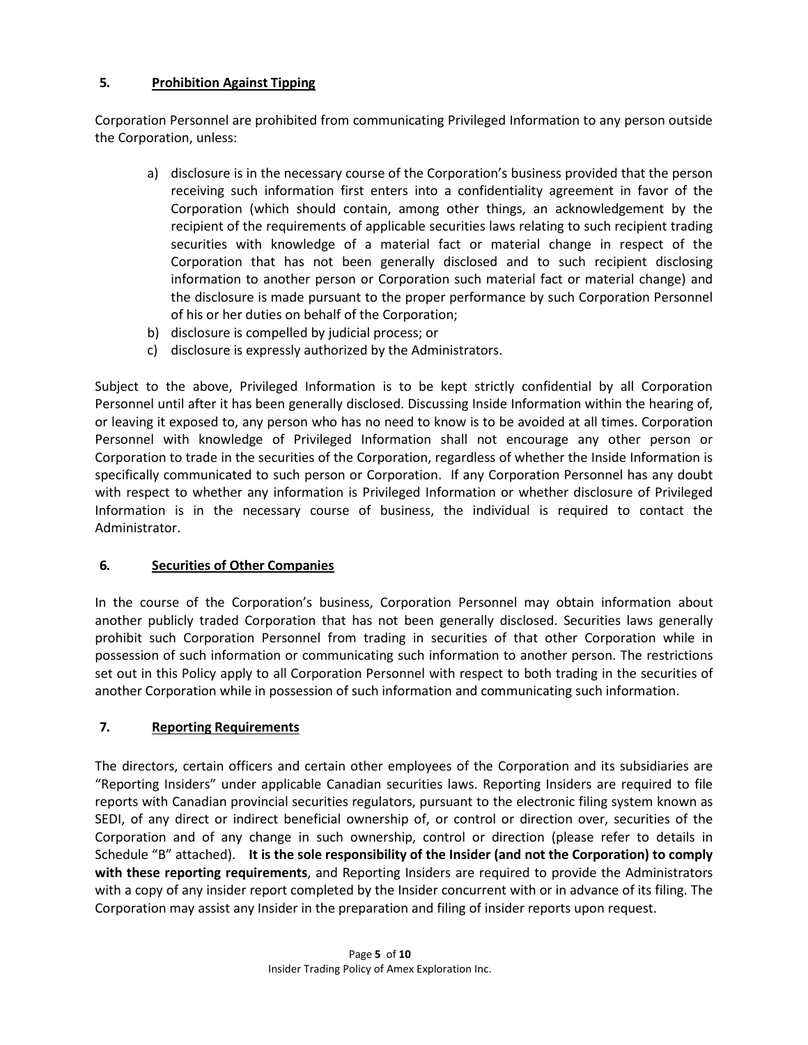## 5. Prohibition Against Tipping

Corporation Personnel are prohibited from communicating Privileged Information to any person outside the Corporation, unless:

a) disclosure is in the necessary course of the Corporation's business provided that the person receiving such information first enters into a confidentiality agreement in favor of the Corporation (which should contain, among other things, an acknowledgement by the recipient of the requirements of applicable securities laws relating to such recipient trading securities with knowledge of a material fact or material change in respect of the Corporation that has not been generally disclosed and to such recipient disclosing information to another person or Corporation such material fact or material change) and the disclosure is made pursuant to the proper performance by such Corporation Personnel of his or her duties on behalf of the Corporation;
b) disclosure is compelled by judicial process; or
c) disclosure is expressly authorized by the Administrators.

Subject to the above, Privileged Information is to be kept strictly confidential by all Corporation Personnel until after it has been generally disclosed. Discussing Inside Information within the hearing of, or leaving it exposed to, any person who has no need to know is to be avoided at all times. Corporation Personnel with knowledge of Privileged Information shall not encourage any other person or Corporation to trade in the securities of the Corporation, regardless of whether the Inside Information is specifically communicated to such person or Corporation. If any Corporation Personnel has any doubt with respect to whether any information is Privileged Information or whether disclosure of Privileged Information is in the necessary course of business, the individual is required to contact the Administrator.

## 6. Securities of Other Companies

In the course of the Corporation's business, Corporation Personnel may obtain information about another publicly traded Corporation that has not been generally disclosed. Securities laws generally prohibit such Corporation Personnel from trading in securities of that other Corporation while in possession of such information or communicating such information to another person. The restrictions set out in this Policy apply to all Corporation Personnel with respect to both trading in the securities of another Corporation while in possession of such information and communicating such information.

## 7. Reporting Requirements

The directors, certain officers and certain other employees of the Corporation and its subsidiaries are "Reporting Insiders" under applicable Canadian securities laws. Reporting Insiders are required to file reports with Canadian provincial securities regulators, pursuant to the electronic filing system known as SEDI, of any direct or indirect beneficial ownership of, or control or direction over, securities of the Corporation and of any change in such ownership, control or direction (please refer to details in Schedule "B" attached). **It is the sole responsibility of the Insider (and not the Corporation) to comply with these reporting requirements**, and Reporting Insiders are required to provide the Administrators with a copy of any insider report completed by the Insider concurrent with or in advance of its filing. The Corporation may assist any Insider in the preparation and filing of insider reports upon request.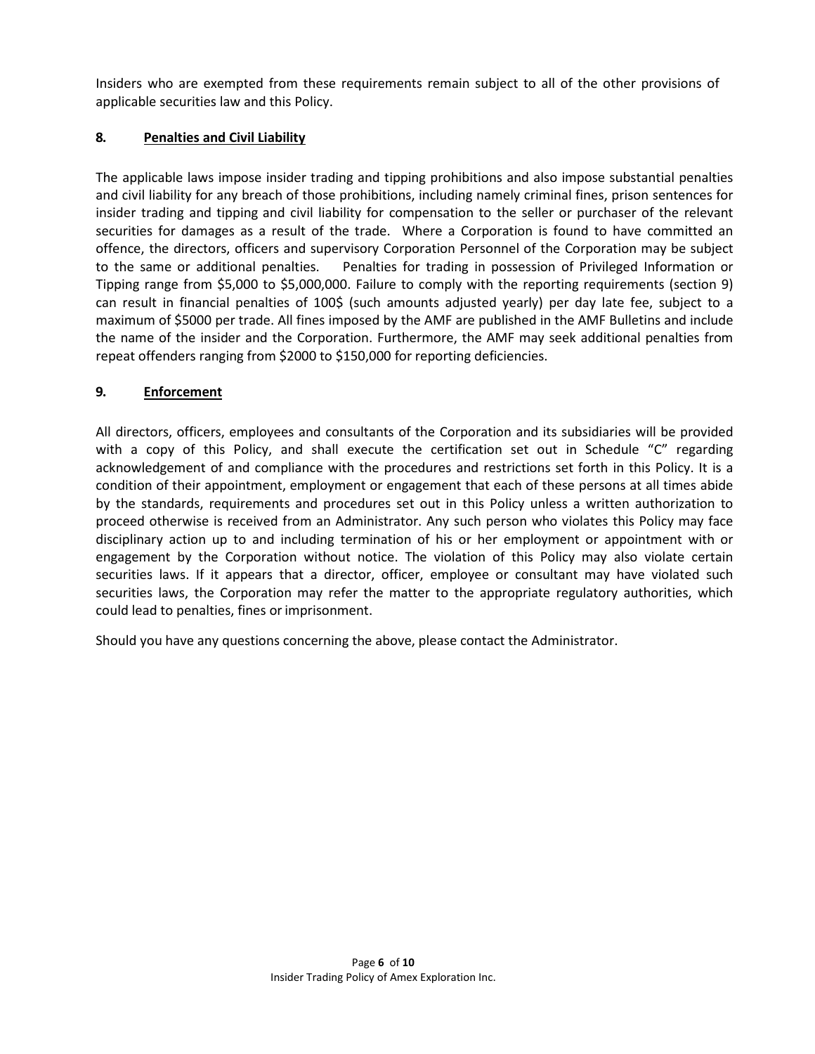Insiders who are exempted from these requirements remain subject to all of the other provisions of applicable securities law and this Policy.

## 8. Penalties and Civil Liability

The applicable laws impose insider trading and tipping prohibitions and also impose substantial penalties and civil liability for any breach of those prohibitions, including namely criminal fines, prison sentences for insider trading and tipping and civil liability for compensation to the seller or purchaser of the relevant securities for damages as a result of the trade. Where a Corporation is found to have committed an offence, the directors, officers and supervisory Corporation Personnel of the Corporation may be subject to the same or additional penalties. Penalties for trading in possession of Privileged Information or Tipping range from $5,000 to $5,000,000. Failure to comply with the reporting requirements (section 9) can result in financial penalties of 100$ (such amounts adjusted yearly) per day late fee, subject to a maximum of $5000 per trade. All fines imposed by the AMF are published in the AMF Bulletins and include the name of the insider and the Corporation. Furthermore, the AMF may seek additional penalties from repeat offenders ranging from $2000 to $150,000 for reporting deficiencies.

## 9. Enforcement

All directors, officers, employees and consultants of the Corporation and its subsidiaries will be provided with a copy of this Policy, and shall execute the certification set out in Schedule "C" regarding acknowledgement of and compliance with the procedures and restrictions set forth in this Policy. It is a condition of their appointment, employment or engagement that each of these persons at all times abide by the standards, requirements and procedures set out in this Policy unless a written authorization to proceed otherwise is received from an Administrator. Any such person who violates this Policy may face disciplinary action up to and including termination of his or her employment or appointment with or engagement by the Corporation without notice. The violation of this Policy may also violate certain securities laws. If it appears that a director, officer, employee or consultant may have violated such securities laws, the Corporation may refer the matter to the appropriate regulatory authorities, which could lead to penalties, fines or imprisonment.

Should you have any questions concerning the above, please contact the Administrator.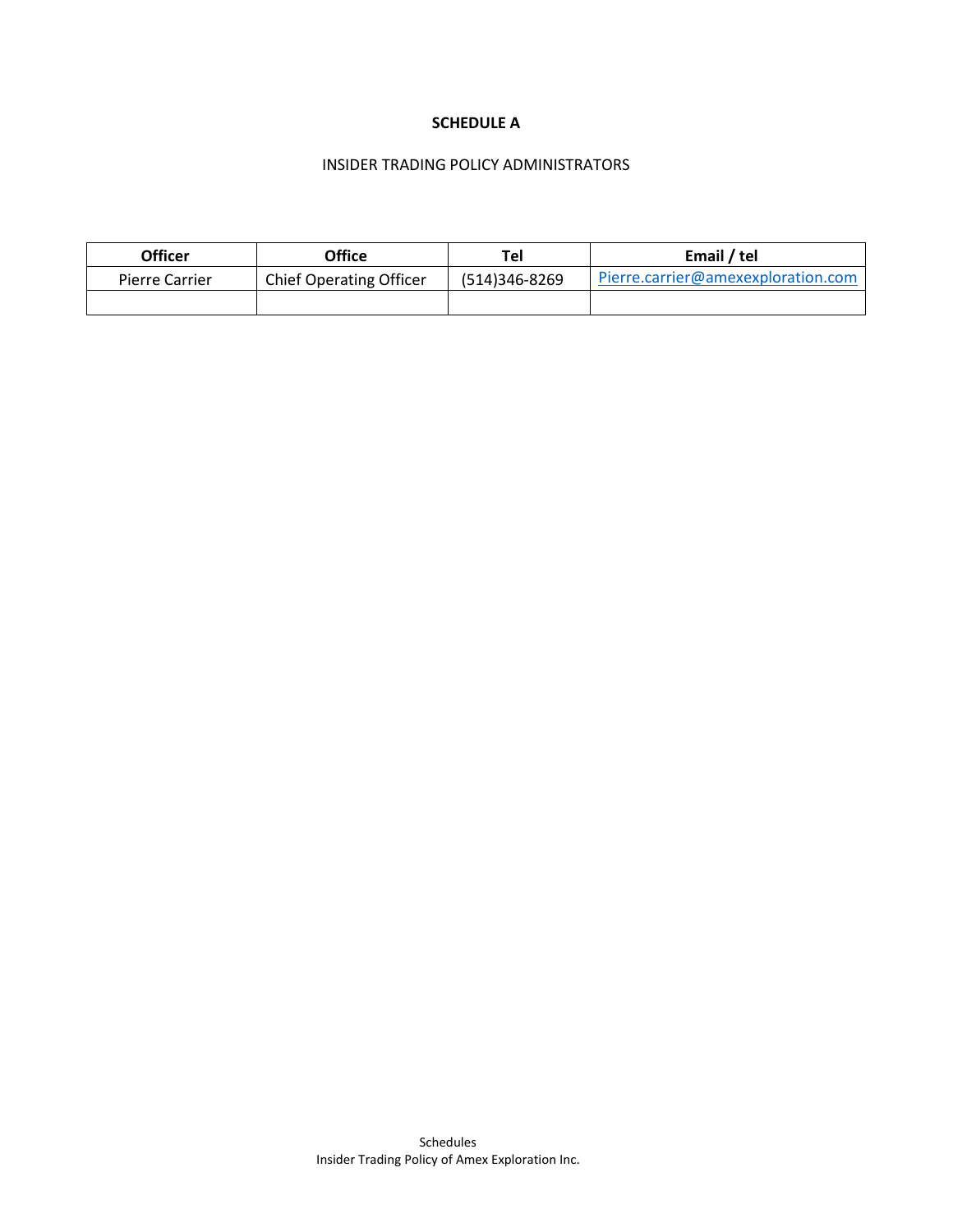# SCHEDULE A

INSIDER TRADING POLICY ADMINISTRATORS

| Officer | Office | Tel | Email / tel |
| --- | --- | --- | --- |
| Pierre Carrier | Chief Operating Officer | (514)346-8269 | Pierre.carrier@amexexploration.com |
| | | | |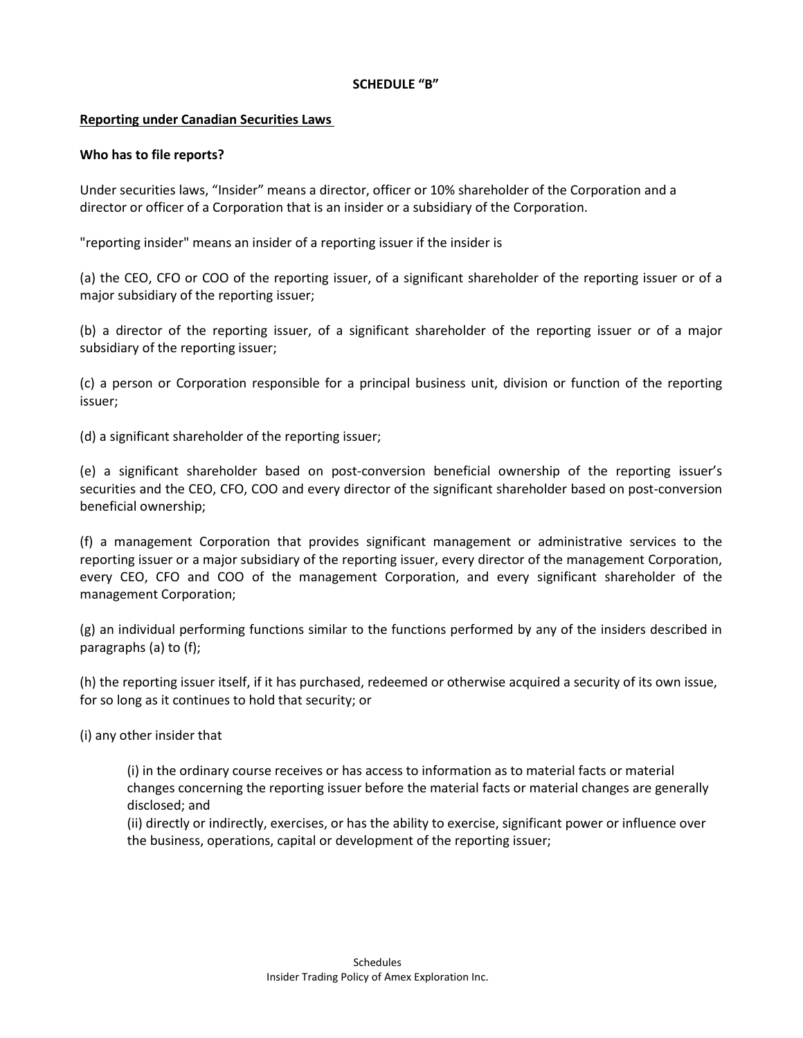**SCHEDULE "B"**

**Reporting under Canadian Securities Laws**

**Who has to file reports?**

Under securities laws, "Insider" means a director, officer or 10% shareholder of the Corporation and a director or officer of a Corporation that is an insider or a subsidiary of the Corporation.

"reporting insider" means an insider of a reporting issuer if the insider is

(a) the CEO, CFO or COO of the reporting issuer, of a significant shareholder of the reporting issuer or of a major subsidiary of the reporting issuer;

(b) a director of the reporting issuer, of a significant shareholder of the reporting issuer or of a major subsidiary of the reporting issuer;

(c) a person or Corporation responsible for a principal business unit, division or function of the reporting issuer;

(d) a significant shareholder of the reporting issuer;

(e) a significant shareholder based on post-conversion beneficial ownership of the reporting issuer's securities and the CEO, CFO, COO and every director of the significant shareholder based on post-conversion beneficial ownership;

(f) a management Corporation that provides significant management or administrative services to the reporting issuer or a major subsidiary of the reporting issuer, every director of the management Corporation, every CEO, CFO and COO of the management Corporation, and every significant shareholder of the management Corporation;

(g) an individual performing functions similar to the functions performed by any of the insiders described in paragraphs (a) to (f);

(h) the reporting issuer itself, if it has purchased, redeemed or otherwise acquired a security of its own issue, for so long as it continues to hold that security; or

(i) any other insider that

> (i) in the ordinary course receives or has access to information as to material facts or material changes concerning the reporting issuer before the material facts or material changes are generally disclosed; and
> (ii) directly or indirectly, exercises, or has the ability to exercise, significant power or influence over the business, operations, capital or development of the reporting issuer;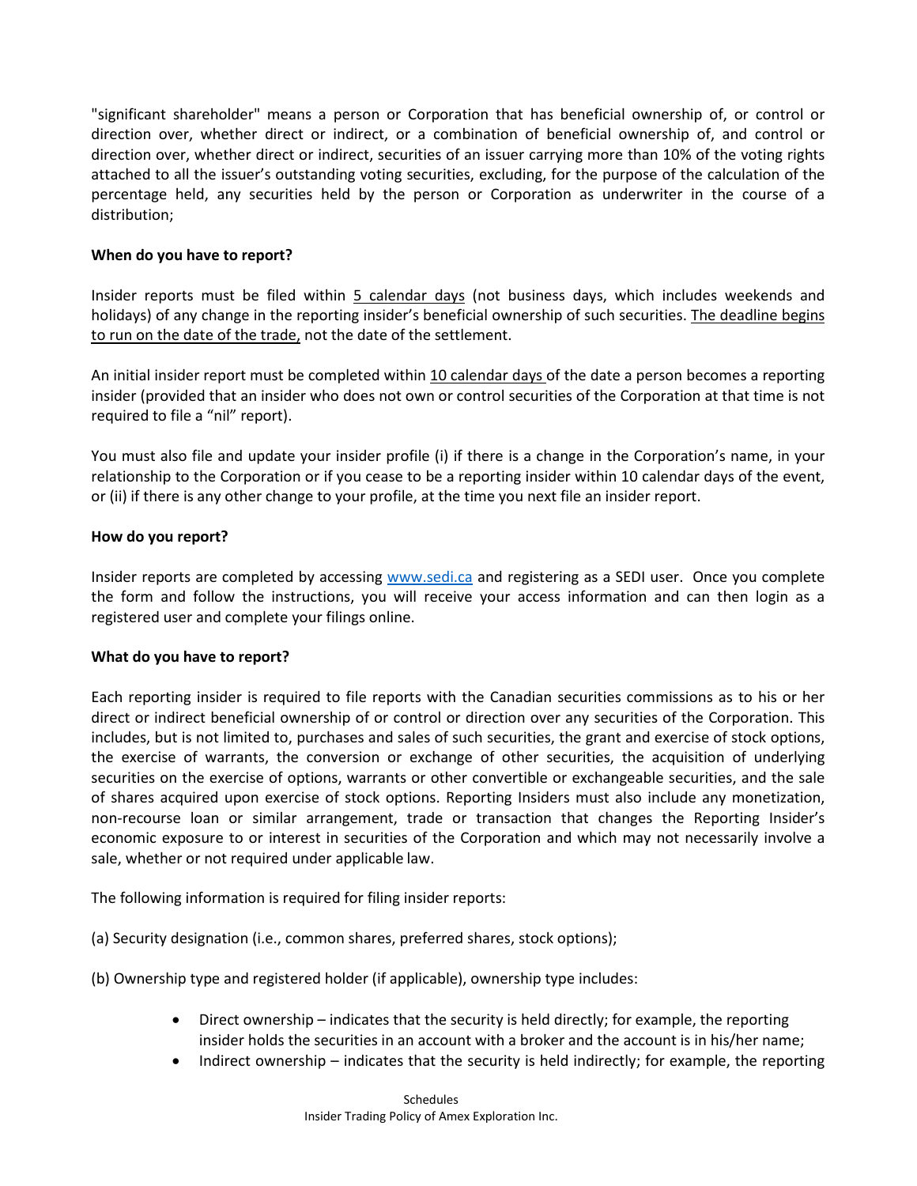"significant shareholder" means a person or Corporation that has beneficial ownership of, or control or direction over, whether direct or indirect, or a combination of beneficial ownership of, and control or direction over, whether direct or indirect, securities of an issuer carrying more than 10% of the voting rights attached to all the issuer's outstanding voting securities, excluding, for the purpose of the calculation of the percentage held, any securities held by the person or Corporation as underwriter in the course of a distribution;

**When do you have to report?**

Insider reports must be filed within 5 calendar days (not business days, which includes weekends and holidays) of any change in the reporting insider's beneficial ownership of such securities. The deadline begins to run on the date of the trade, not the date of the settlement.

An initial insider report must be completed within 10 calendar days of the date a person becomes a reporting insider (provided that an insider who does not own or control securities of the Corporation at that time is not required to file a "nil" report).

You must also file and update your insider profile (i) if there is a change in the Corporation's name, in your relationship to the Corporation or if you cease to be a reporting insider within 10 calendar days of the event, or (ii) if there is any other change to your profile, at the time you next file an insider report.

**How do you report?**

Insider reports are completed by accessing www.sedi.ca and registering as a SEDI user. Once you complete the form and follow the instructions, you will receive your access information and can then login as a registered user and complete your filings online.

**What do you have to report?**

Each reporting insider is required to file reports with the Canadian securities commissions as to his or her direct or indirect beneficial ownership of or control or direction over any securities of the Corporation. This includes, but is not limited to, purchases and sales of such securities, the grant and exercise of stock options, the exercise of warrants, the conversion or exchange of other securities, the acquisition of underlying securities on the exercise of options, warrants or other convertible or exchangeable securities, and the sale of shares acquired upon exercise of stock options. Reporting Insiders must also include any monetization, non-recourse loan or similar arrangement, trade or transaction that changes the Reporting Insider's economic exposure to or interest in securities of the Corporation and which may not necessarily involve a sale, whether or not required under applicable law.

The following information is required for filing insider reports:

(a) Security designation (i.e., common shares, preferred shares, stock options);

(b) Ownership type and registered holder (if applicable), ownership type includes:

- Direct ownership – indicates that the security is held directly; for example, the reporting insider holds the securities in an account with a broker and the account is in his/her name;
- Indirect ownership – indicates that the security is held indirectly; for example, the reporting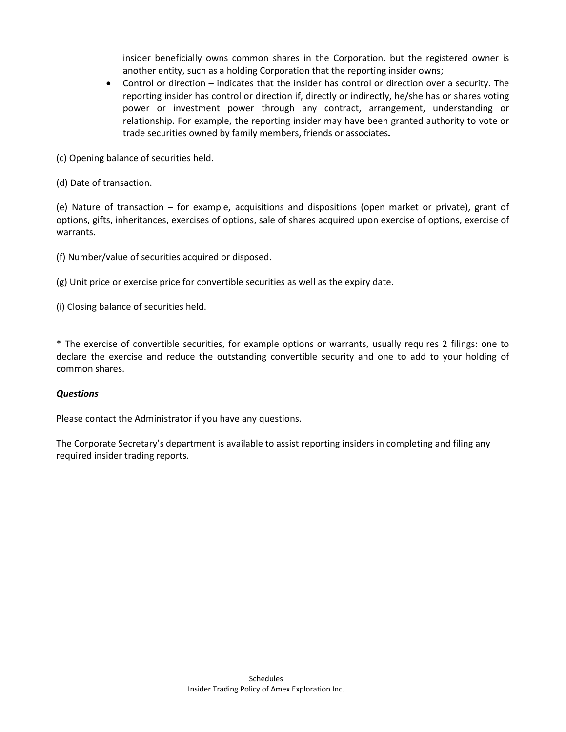insider beneficially owns common shares in the Corporation, but the registered owner is another entity, such as a holding Corporation that the reporting insider owns;

- Control or direction – indicates that the insider has control or direction over a security. The reporting insider has control or direction if, directly or indirectly, he/she has or shares voting power or investment power through any contract, arrangement, understanding or relationship. For example, the reporting insider may have been granted authority to vote or trade securities owned by family members, friends or associates**.**

(c) Opening balance of securities held.

(d) Date of transaction.

(e) Nature of transaction – for example, acquisitions and dispositions (open market or private), grant of options, gifts, inheritances, exercises of options, sale of shares acquired upon exercise of options, exercise of warrants.

(f) Number/value of securities acquired or disposed.

(g) Unit price or exercise price for convertible securities as well as the expiry date.

(i) Closing balance of securities held.

* The exercise of convertible securities, for example options or warrants, usually requires 2 filings: one to declare the exercise and reduce the outstanding convertible security and one to add to your holding of common shares.

***Questions***

Please contact the Administrator if you have any questions.

The Corporate Secretary's department is available to assist reporting insiders in completing and filing any required insider trading reports.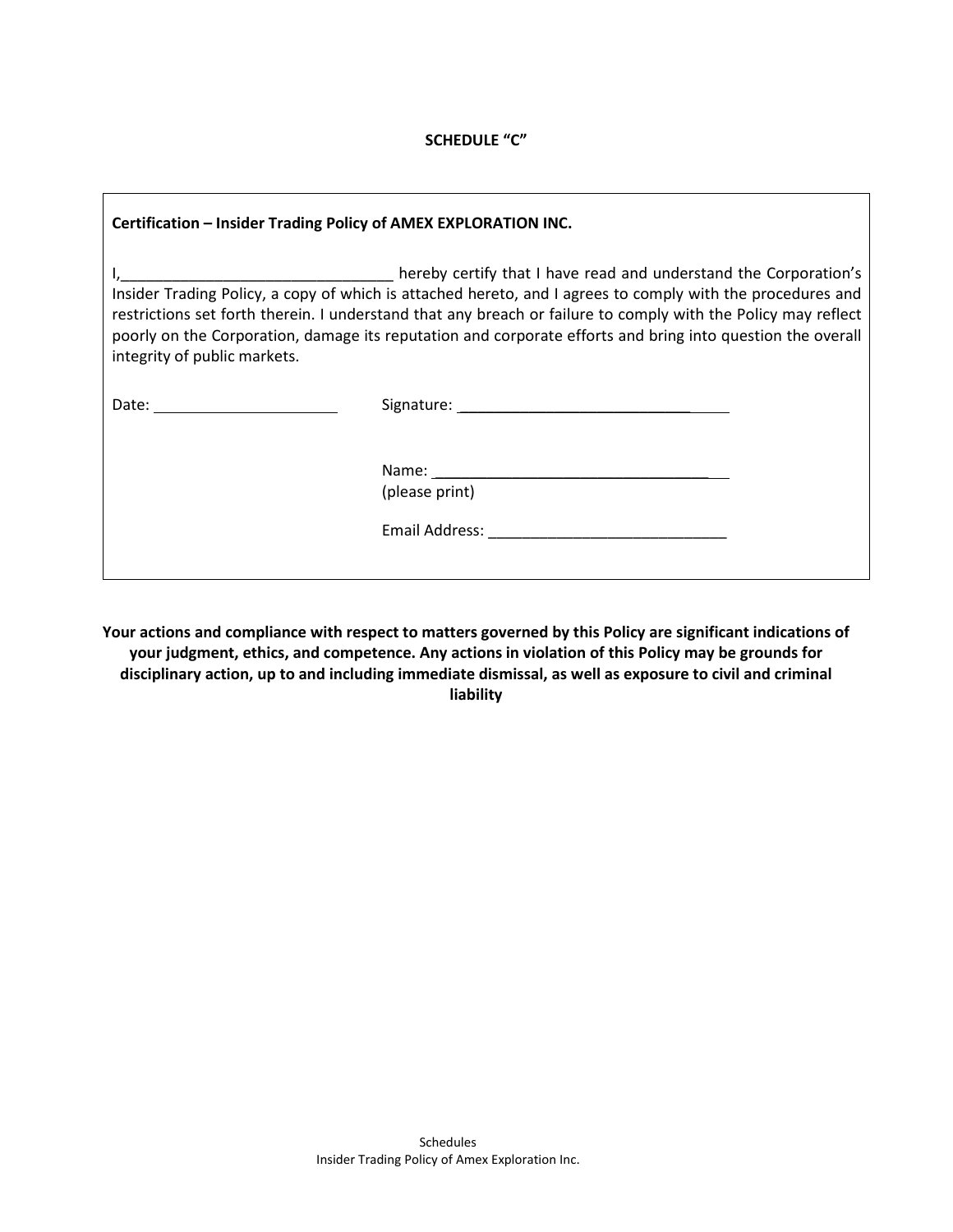**SCHEDULE "C"**

**Certification – Insider Trading Policy of AMEX EXPLORATION INC.**

I,________________________________ hereby certify that I have read and understand the Corporation's Insider Trading Policy, a copy of which is attached hereto, and I agrees to comply with the procedures and restrictions set forth therein. I understand that any breach or failure to comply with the Policy may reflect poorly on the Corporation, damage its reputation and corporate efforts and bring into question the overall integrity of public markets.

Date: ______________________

Signature: ________________________________

Name: ________________________________
(please print)

Email Address: _____________________________

**Your actions and compliance with respect to matters governed by this Policy are significant indications of your judgment, ethics, and competence. Any actions in violation of this Policy may be grounds for disciplinary action, up to and including immediate dismissal, as well as exposure to civil and criminal liability**